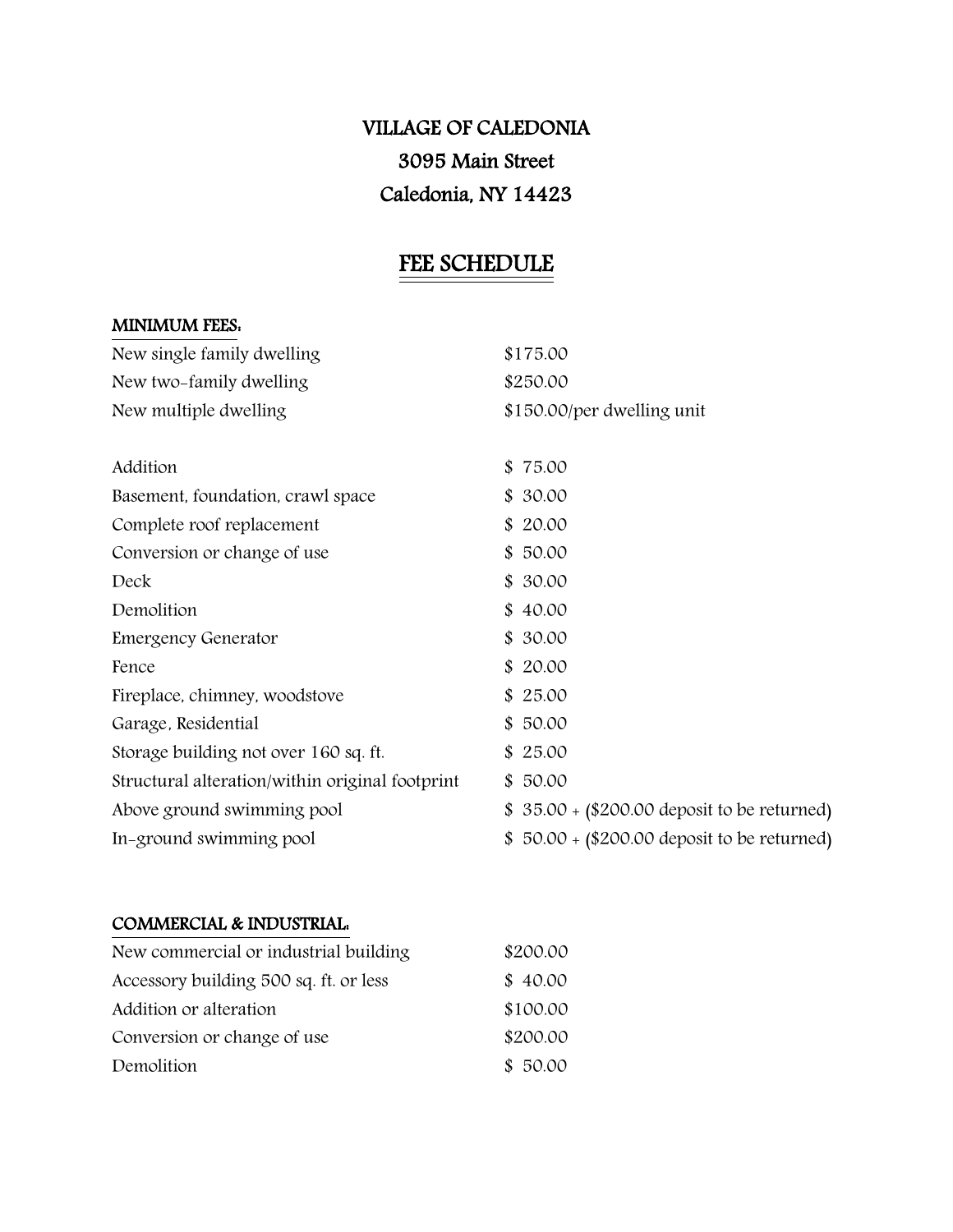# VILLAGE OF CALEDONIA

# 3095 Main Street

# Caledonia, NY 14423

## FEE SCHEDULE

### MINIMUM FEES:

| | |
|---|---|
| New single family dwelling | $175.00 |
| New two-family dwelling | $250.00 |
| New multiple dwelling | $150.00/per dwelling unit |
| | |
| Addition | $ 75.00 |
| Basement, foundation, crawl space | $ 30.00 |
| Complete roof replacement | $ 20.00 |
| Conversion or change of use | $ 50.00 |
| Deck | $ 30.00 |
| Demolition | $ 40.00 |
| Emergency Generator | $ 30.00 |
| Fence | $ 20.00 |
| Fireplace, chimney, woodstove | $ 25.00 |
| Garage, Residential | $ 50.00 |
| Storage building not over 160 sq. ft. | $ 25.00 |
| Structural alteration/within original footprint | $ 50.00 |
| Above ground swimming pool | $ 35.00 + ($200.00 deposit to be returned) |
| In-ground swimming pool | $ 50.00 + ($200.00 deposit to be returned) |

### COMMERCIAL & INDUSTRIAL:

| | |
|---|---|
| New commercial or industrial building | $200.00 |
| Accessory building 500 sq. ft. or less | $ 40.00 |
| Addition or alteration | $100.00 |
| Conversion or change of use | $200.00 |
| Demolition | $ 50.00 |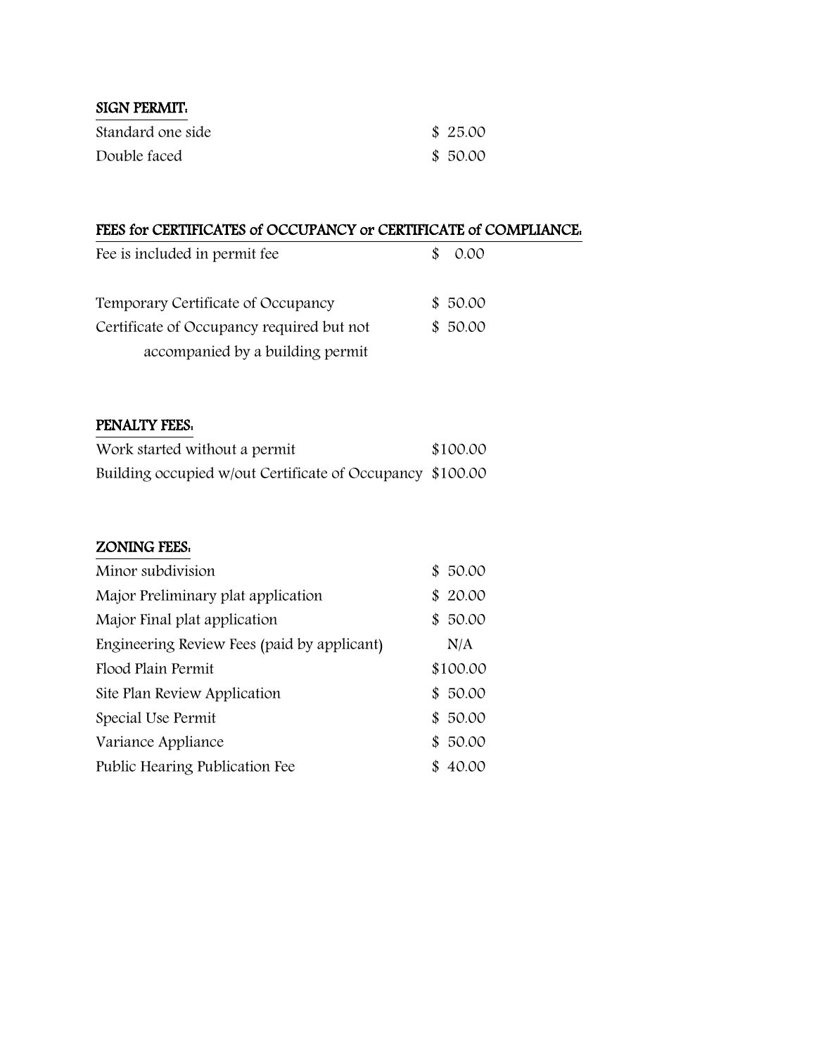**SIGN PERMIT:**

| | |
|---|---|
| Standard one side | $ 25.00 |
| Double faced | $ 50.00 |

**FEES for CERTIFICATES of OCCUPANCY or CERTIFICATE of COMPLIANCE:**

| | |
|---|---|
| Fee is included in permit fee | $ 0.00 |
| Temporary Certificate of Occupancy | $ 50.00 |
| Certificate of Occupancy required but not accompanied by a building permit | $ 50.00 |

**PENALTY FEES:**

| | |
|---|---|
| Work started without a permit | $100.00 |
| Building occupied w/out Certificate of Occupancy | $100.00 |

**ZONING FEES:**

| | |
|---|---|
| Minor subdivision | $ 50.00 |
| Major Preliminary plat application | $ 20.00 |
| Major Final plat application | $ 50.00 |
| Engineering Review Fees (paid by applicant) | N/A |
| Flood Plain Permit | $100.00 |
| Site Plan Review Application | $ 50.00 |
| Special Use Permit | $ 50.00 |
| Variance Appliance | $ 50.00 |
| Public Hearing Publication Fee | $ 40.00 |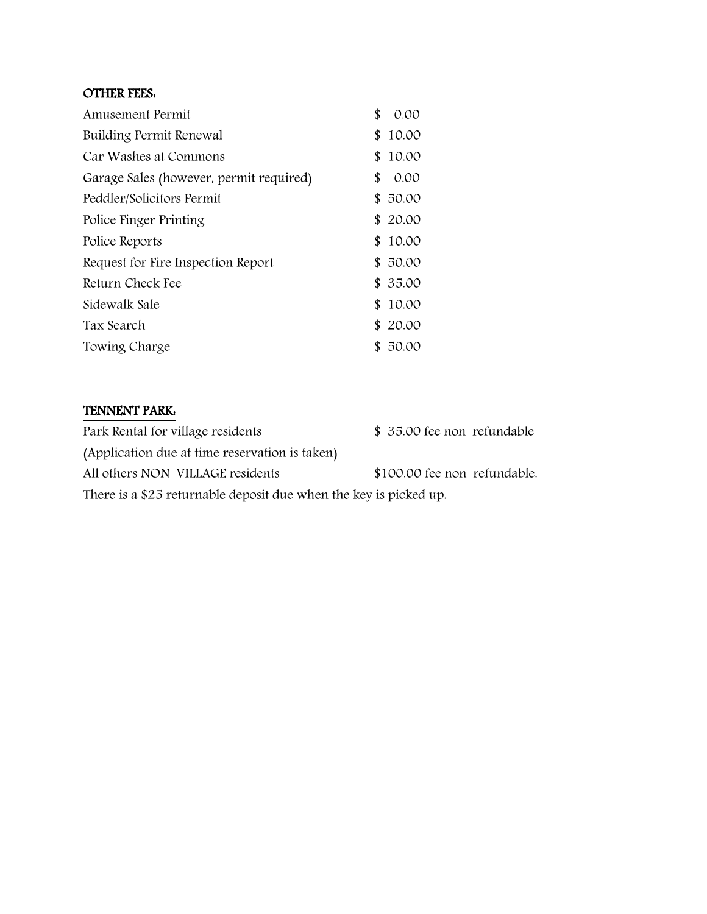## OTHER FEES:

| | |
|---|---|
| Amusement Permit | $ 0.00 |
| Building Permit Renewal | $ 10.00 |
| Car Washes at Commons | $ 10.00 |
| Garage Sales (however, permit required) | $ 0.00 |
| Peddler/Solicitors Permit | $ 50.00 |
| Police Finger Printing | $ 20.00 |
| Police Reports | $ 10.00 |
| Request for Fire Inspection Report | $ 50.00 |
| Return Check Fee | $ 35.00 |
| Sidewalk Sale | $ 10.00 |
| Tax Search | $ 20.00 |
| Towing Charge | $ 50.00 |

## TENNENT PARK:

| | |
|---|---|
| Park Rental for village residents | $ 35.00 fee non-refundable |
| (Application due at time reservation is taken) | |
| All others NON-VILLAGE residents | $100.00 fee non-refundable. |

There is a $25 returnable deposit due when the key is picked up.